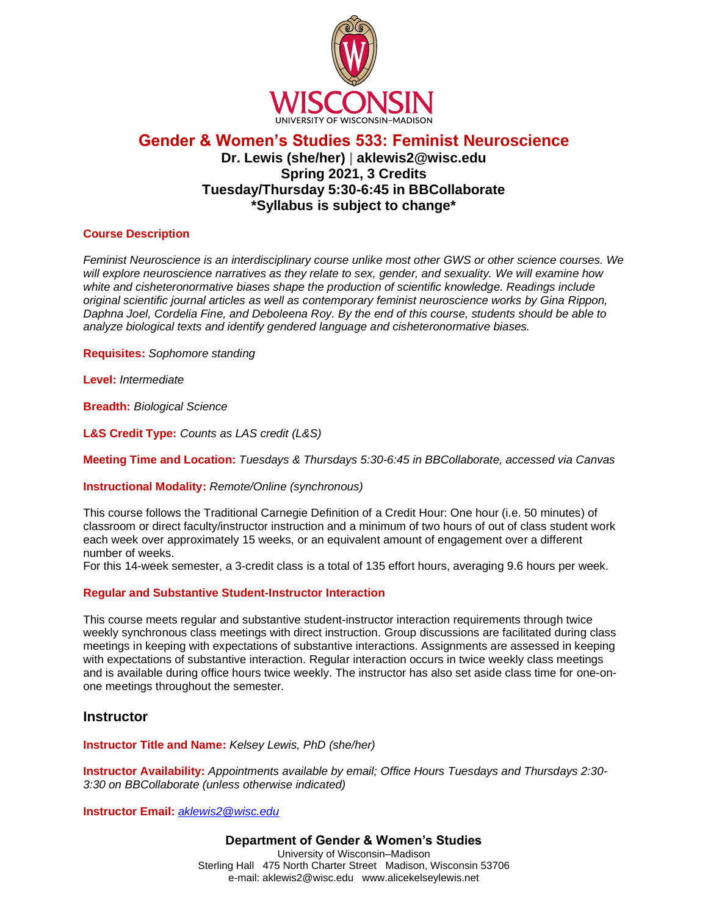WISCONSIN

UNIVERSITY OF WISCONSIN–MADISON

# Gender & Women's Studies 533: Feminist Neuroscience

**Dr. Lewis (she/her) | aklewis2@wisc.edu**
**Spring 2021, 3 Credits**
**Tuesday/Thursday 5:30-6:45 in BBCollaborate**
***Syllabus is subject to change***

### Course Description

*Feminist Neuroscience is an interdisciplinary course unlike most other GWS or other science courses. We will explore neuroscience narratives as they relate to sex, gender, and sexuality. We will examine how white and cisheteronormative biases shape the production of scientific knowledge. Readings include original scientific journal articles as well as contemporary feminist neuroscience works by Gina Rippon, Daphna Joel, Cordelia Fine, and Deboleena Roy. By the end of this course, students should be able to analyze biological texts and identify gendered language and cisheteronormative biases.*

**Requisites:** *Sophomore standing*

**Level:** *Intermediate*

**Breadth:** *Biological Science*

**L&S Credit Type:** *Counts as LAS credit (L&S)*

**Meeting Time and Location:** *Tuesdays & Thursdays 5:30-6:45 in BBCollaborate, accessed via Canvas*

**Instructional Modality:** *Remote/Online (synchronous)*

This course follows the Traditional Carnegie Definition of a Credit Hour: One hour (i.e. 50 minutes) of classroom or direct faculty/instructor instruction and a minimum of two hours of out of class student work each week over approximately 15 weeks, or an equivalent amount of engagement over a different number of weeks.
For this 14-week semester, a 3-credit class is a total of 135 effort hours, averaging 9.6 hours per week.

### Regular and Substantive Student-Instructor Interaction

This course meets regular and substantive student-instructor interaction requirements through twice weekly synchronous class meetings with direct instruction. Group discussions are facilitated during class meetings in keeping with expectations of substantive interactions. Assignments are assessed in keeping with expectations of substantive interaction. Regular interaction occurs in twice weekly class meetings and is available during office hours twice weekly. The instructor has also set aside class time for one-on-one meetings throughout the semester.

## Instructor

**Instructor Title and Name:** *Kelsey Lewis, PhD (she/her)*

**Instructor Availability:** *Appointments available by email; Office Hours Tuesdays and Thursdays 2:30-3:30 on BBCollaborate (unless otherwise indicated)*

**Instructor Email:** *aklewis2@wisc.edu*

**Department of Gender & Women's Studies**
University of Wisconsin–Madison
Sterling Hall 475 North Charter Street Madison, Wisconsin 53706
e-mail: aklewis2@wisc.edu www.alicekelseylewis.net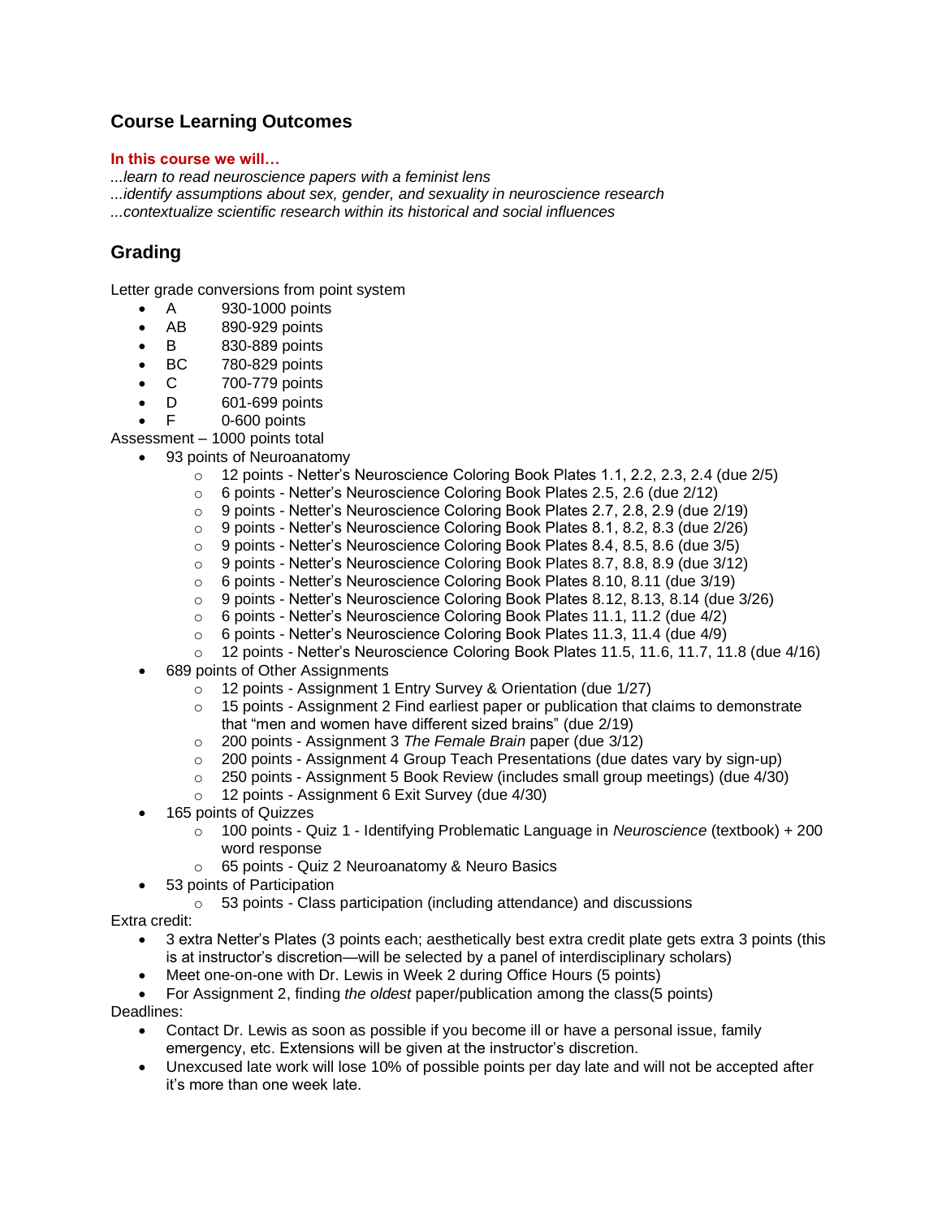## Course Learning Outcomes

**In this course we will…**

*...learn to read neuroscience papers with a feminist lens*
*...identify assumptions about sex, gender, and sexuality in neuroscience research*
*...contextualize scientific research within its historical and social influences*

## Grading

Letter grade conversions from point system

- A 930-1000 points
- AB 890-929 points
- B 830-889 points
- BC 780-829 points
- C 700-779 points
- D 601-699 points
- F 0-600 points

Assessment – 1000 points total

- 93 points of Neuroanatomy
    - 12 points - Netter's Neuroscience Coloring Book Plates 1.1, 2.2, 2.3, 2.4 (due 2/5)
    - 6 points - Netter's Neuroscience Coloring Book Plates 2.5, 2.6 (due 2/12)
    - 9 points - Netter's Neuroscience Coloring Book Plates 2.7, 2.8, 2.9 (due 2/19)
    - 9 points - Netter's Neuroscience Coloring Book Plates 8.1, 8.2, 8.3 (due 2/26)
    - 9 points - Netter's Neuroscience Coloring Book Plates 8.4, 8.5, 8.6 (due 3/5)
    - 9 points - Netter's Neuroscience Coloring Book Plates 8.7, 8.8, 8.9 (due 3/12)
    - 6 points - Netter's Neuroscience Coloring Book Plates 8.10, 8.11 (due 3/19)
    - 9 points - Netter's Neuroscience Coloring Book Plates 8.12, 8.13, 8.14 (due 3/26)
    - 6 points - Netter's Neuroscience Coloring Book Plates 11.1, 11.2 (due 4/2)
    - 6 points - Netter's Neuroscience Coloring Book Plates 11.3, 11.4 (due 4/9)
    - 12 points - Netter's Neuroscience Coloring Book Plates 11.5, 11.6, 11.7, 11.8 (due 4/16)
- 689 points of Other Assignments
    - 12 points - Assignment 1 Entry Survey & Orientation (due 1/27)
    - 15 points - Assignment 2 Find earliest paper or publication that claims to demonstrate that "men and women have different sized brains" (due 2/19)
    - 200 points - Assignment 3 *The Female Brain* paper (due 3/12)
    - 200 points - Assignment 4 Group Teach Presentations (due dates vary by sign-up)
    - 250 points - Assignment 5 Book Review (includes small group meetings) (due 4/30)
    - 12 points - Assignment 6 Exit Survey (due 4/30)
- 165 points of Quizzes
    - 100 points - Quiz 1 - Identifying Problematic Language in *Neuroscience* (textbook) + 200 word response
    - 65 points - Quiz 2 Neuroanatomy & Neuro Basics
- 53 points of Participation
    - 53 points - Class participation (including attendance) and discussions

Extra credit:

- 3 extra Netter's Plates (3 points each; aesthetically best extra credit plate gets extra 3 points (this is at instructor's discretion—will be selected by a panel of interdisciplinary scholars)
- Meet one-on-one with Dr. Lewis in Week 2 during Office Hours (5 points)
- For Assignment 2, finding *the oldest* paper/publication among the class(5 points)

Deadlines:

- Contact Dr. Lewis as soon as possible if you become ill or have a personal issue, family emergency, etc. Extensions will be given at the instructor's discretion.
- Unexcused late work will lose 10% of possible points per day late and will not be accepted after it's more than one week late.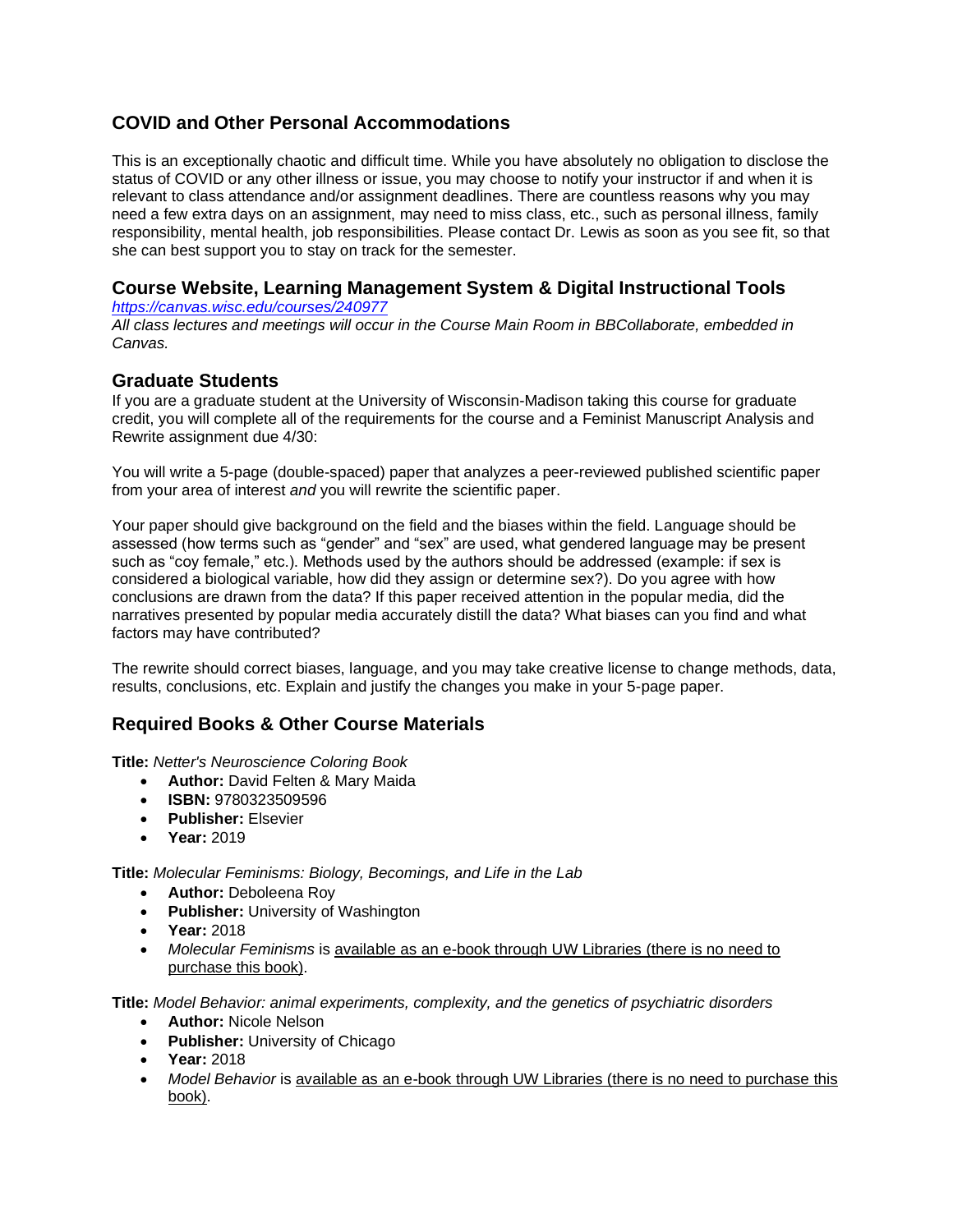## COVID and Other Personal Accommodations

This is an exceptionally chaotic and difficult time. While you have absolutely no obligation to disclose the status of COVID or any other illness or issue, you may choose to notify your instructor if and when it is relevant to class attendance and/or assignment deadlines. There are countless reasons why you may need a few extra days on an assignment, may need to miss class, etc., such as personal illness, family responsibility, mental health, job responsibilities. Please contact Dr. Lewis as soon as you see fit, so that she can best support you to stay on track for the semester.

## Course Website, Learning Management System & Digital Instructional Tools

*https://canvas.wisc.edu/courses/240977*

*All class lectures and meetings will occur in the Course Main Room in BBCollaborate, embedded in Canvas.*

## Graduate Students

If you are a graduate student at the University of Wisconsin-Madison taking this course for graduate credit, you will complete all of the requirements for the course and a Feminist Manuscript Analysis and Rewrite assignment due 4/30:

You will write a 5-page (double-spaced) paper that analyzes a peer-reviewed published scientific paper from your area of interest *and* you will rewrite the scientific paper.

Your paper should give background on the field and the biases within the field. Language should be assessed (how terms such as "gender" and "sex" are used, what gendered language may be present such as "coy female," etc.). Methods used by the authors should be addressed (example: if sex is considered a biological variable, how did they assign or determine sex?). Do you agree with how conclusions are drawn from the data? If this paper received attention in the popular media, did the narratives presented by popular media accurately distill the data? What biases can you find and what factors may have contributed?

The rewrite should correct biases, language, and you may take creative license to change methods, data, results, conclusions, etc. Explain and justify the changes you make in your 5-page paper.

## Required Books & Other Course Materials

**Title:** *Netter's Neuroscience Coloring Book*

- **Author:** David Felten & Mary Maida
- **ISBN:** 9780323509596
- **Publisher:** Elsevier
- **Year:** 2019

**Title:** *Molecular Feminisms: Biology, Becomings, and Life in the Lab*

- **Author:** Deboleena Roy
- **Publisher:** University of Washington
- **Year:** 2018
- *Molecular Feminisms* is available as an e-book through UW Libraries (there is no need to purchase this book).

**Title:** *Model Behavior: animal experiments, complexity, and the genetics of psychiatric disorders*

- **Author:** Nicole Nelson
- **Publisher:** University of Chicago
- **Year:** 2018
- *Model Behavior* is available as an e-book through UW Libraries (there is no need to purchase this book).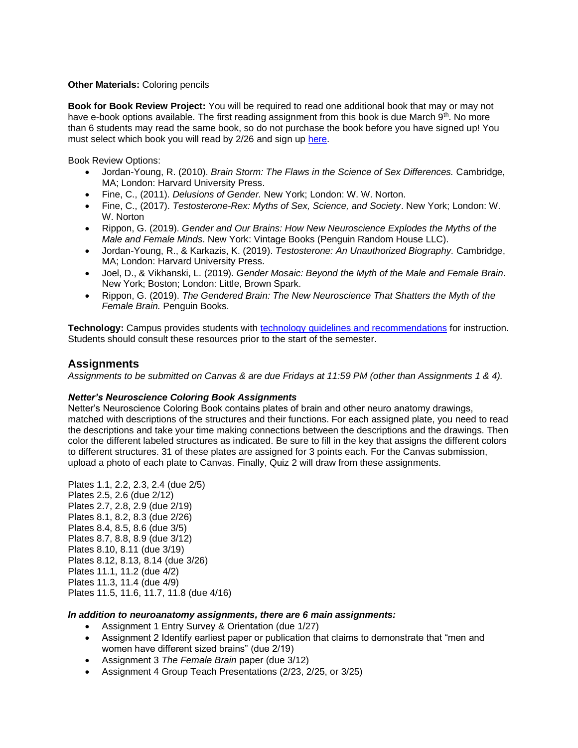**Other Materials:** Coloring pencils

**Book for Book Review Project:** You will be required to read one additional book that may or may not have e-book options available. The first reading assignment from this book is due March 9th. No more than 6 students may read the same book, so do not purchase the book before you have signed up! You must select which book you will read by 2/26 and sign up [here](here).

Book Review Options:

- Jordan-Young, R. (2010). *Brain Storm: The Flaws in the Science of Sex Differences.* Cambridge, MA; London: Harvard University Press.
- Fine, C., (2011). *Delusions of Gender.* New York; London: W. W. Norton.
- Fine, C., (2017). *Testosterone-Rex: Myths of Sex, Science, and Society*. New York; London: W. W. Norton
- Rippon, G. (2019). *Gender and Our Brains: How New Neuroscience Explodes the Myths of the Male and Female Minds*. New York: Vintage Books (Penguin Random House LLC).
- Jordan-Young, R., & Karkazis, K. (2019). *Testosterone: An Unauthorized Biography.* Cambridge, MA; London: Harvard University Press.
- Joel, D., & Vikhanski, L. (2019). *Gender Mosaic: Beyond the Myth of the Male and Female Brain*. New York; Boston; London: Little, Brown Spark.
- Rippon, G. (2019). *The Gendered Brain: The New Neuroscience That Shatters the Myth of the Female Brain.* Penguin Books.

**Technology:** Campus provides students with [technology guidelines and recommendations](technology guidelines and recommendations) for instruction. Students should consult these resources prior to the start of the semester.

## Assignments

*Assignments to be submitted on Canvas & are due Fridays at 11:59 PM (other than Assignments 1 & 4).*

### *Netter's Neuroscience Coloring Book Assignments*

Netter's Neuroscience Coloring Book contains plates of brain and other neuro anatomy drawings, matched with descriptions of the structures and their functions. For each assigned plate, you need to read the descriptions and take your time making connections between the descriptions and the drawings. Then color the different labeled structures as indicated. Be sure to fill in the key that assigns the different colors to different structures. 31 of these plates are assigned for 3 points each. For the Canvas submission, upload a photo of each plate to Canvas. Finally, Quiz 2 will draw from these assignments.

Plates 1.1, 2.2, 2.3, 2.4 (due 2/5)
Plates 2.5, 2.6 (due 2/12)
Plates 2.7, 2.8, 2.9 (due 2/19)
Plates 8.1, 8.2, 8.3 (due 2/26)
Plates 8.4, 8.5, 8.6 (due 3/5)
Plates 8.7, 8.8, 8.9 (due 3/12)
Plates 8.10, 8.11 (due 3/19)
Plates 8.12, 8.13, 8.14 (due 3/26)
Plates 11.1, 11.2 (due 4/2)
Plates 11.3, 11.4 (due 4/9)
Plates 11.5, 11.6, 11.7, 11.8 (due 4/16)

### *In addition to neuroanatomy assignments, there are 6 main assignments:*

- Assignment 1 Entry Survey & Orientation (due 1/27)
- Assignment 2 Identify earliest paper or publication that claims to demonstrate that "men and women have different sized brains" (due 2/19)
- Assignment 3 *The Female Brain* paper (due 3/12)
- Assignment 4 Group Teach Presentations (2/23, 2/25, or 3/25)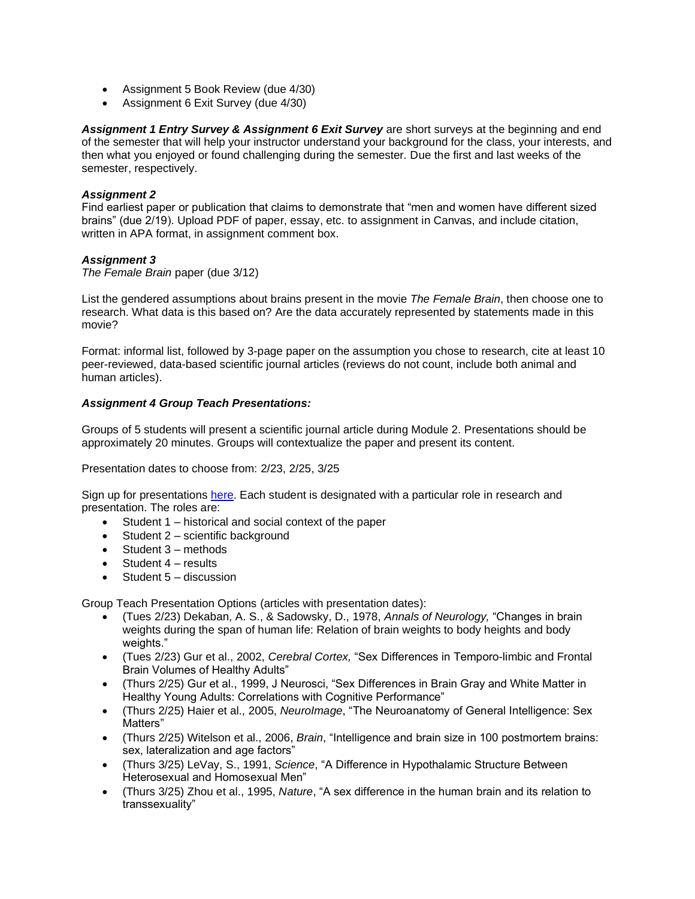- Assignment 5 Book Review (due 4/30)
- Assignment 6 Exit Survey (due 4/30)

***Assignment 1 Entry Survey & Assignment 6 Exit Survey*** are short surveys at the beginning and end of the semester that will help your instructor understand your background for the class, your interests, and then what you enjoyed or found challenging during the semester. Due the first and last weeks of the semester, respectively.

***Assignment 2***
Find earliest paper or publication that claims to demonstrate that "men and women have different sized brains" (due 2/19). Upload PDF of paper, essay, etc. to assignment in Canvas, and include citation, written in APA format, in assignment comment box.

***Assignment 3***
*The Female Brain* paper (due 3/12)

List the gendered assumptions about brains present in the movie *The Female Brain*, then choose one to research. What data is this based on? Are the data accurately represented by statements made in this movie?

Format: informal list, followed by 3-page paper on the assumption you chose to research, cite at least 10 peer-reviewed, data-based scientific journal articles (reviews do not count, include both animal and human articles).

***Assignment 4 Group Teach Presentations:***

Groups of 5 students will present a scientific journal article during Module 2. Presentations should be approximately 20 minutes. Groups will contextualize the paper and present its content.

Presentation dates to choose from: 2/23, 2/25, 3/25

Sign up for presentations here. Each student is designated with a particular role in research and presentation. The roles are:

- Student 1 – historical and social context of the paper
- Student 2 – scientific background
- Student 3 – methods
- Student 4 – results
- Student 5 – discussion

Group Teach Presentation Options (articles with presentation dates):

- (Tues 2/23) Dekaban, A. S., & Sadowsky, D., 1978, *Annals of Neurology,* "Changes in brain weights during the span of human life: Relation of brain weights to body heights and body weights."
- (Tues 2/23) Gur et al., 2002, *Cerebral Cortex,* "Sex Differences in Temporo-limbic and Frontal Brain Volumes of Healthy Adults"
- (Thurs 2/25) Gur et al., 1999, J Neurosci, "Sex Differences in Brain Gray and White Matter in Healthy Young Adults: Correlations with Cognitive Performance"
- (Thurs 2/25) Haier et al., 2005, *NeuroImage*, "The Neuroanatomy of General Intelligence: Sex Matters"
- (Thurs 2/25) Witelson et al., 2006, *Brain*, "Intelligence and brain size in 100 postmortem brains: sex, lateralization and age factors"
- (Thurs 3/25) LeVay, S., 1991, *Science*, "A Difference in Hypothalamic Structure Between Heterosexual and Homosexual Men"
- (Thurs 3/25) Zhou et al., 1995, *Nature*, "A sex difference in the human brain and its relation to transsexuality"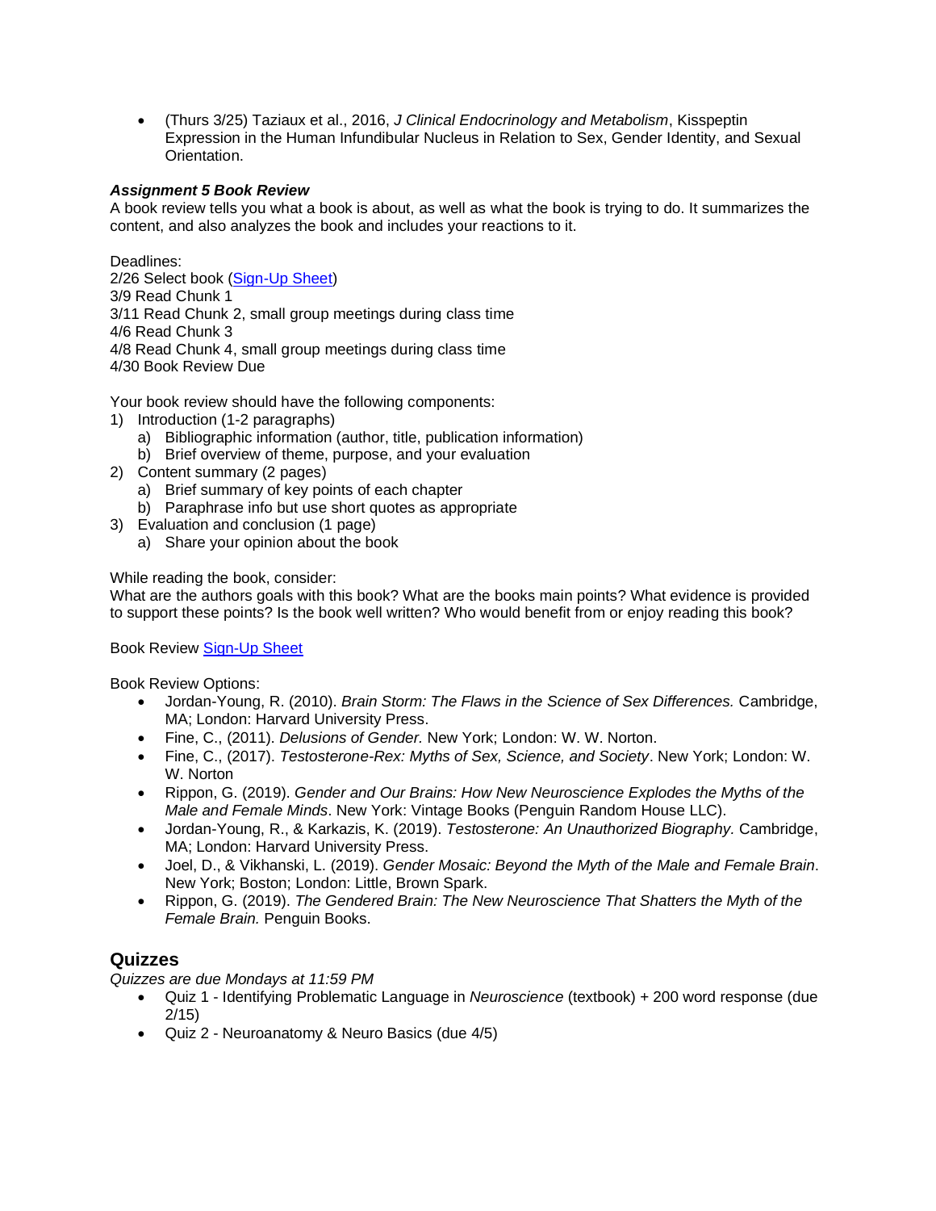- (Thurs 3/25) Taziaux et al., 2016, *J Clinical Endocrinology and Metabolism*, Kisspeptin Expression in the Human Infundibular Nucleus in Relation to Sex, Gender Identity, and Sexual Orientation.

***Assignment 5 Book Review***

A book review tells you what a book is about, as well as what the book is trying to do. It summarizes the content, and also analyzes the book and includes your reactions to it.

Deadlines:
2/26 Select book (Sign-Up Sheet)
3/9 Read Chunk 1
3/11 Read Chunk 2, small group meetings during class time
4/6 Read Chunk 3
4/8 Read Chunk 4, small group meetings during class time
4/30 Book Review Due

Your book review should have the following components:

1) Introduction (1-2 paragraphs)
   a) Bibliographic information (author, title, publication information)
   b) Brief overview of theme, purpose, and your evaluation
2) Content summary (2 pages)
   a) Brief summary of key points of each chapter
   b) Paraphrase info but use short quotes as appropriate
3) Evaluation and conclusion (1 page)
   a) Share your opinion about the book

While reading the book, consider:
What are the authors goals with this book? What are the books main points? What evidence is provided to support these points? Is the book well written? Who would benefit from or enjoy reading this book?

Book Review Sign-Up Sheet

Book Review Options:

- Jordan-Young, R. (2010). *Brain Storm: The Flaws in the Science of Sex Differences.* Cambridge, MA; London: Harvard University Press.
- Fine, C., (2011). *Delusions of Gender.* New York; London: W. W. Norton.
- Fine, C., (2017). *Testosterone-Rex: Myths of Sex, Science, and Society*. New York; London: W. W. Norton
- Rippon, G. (2019). *Gender and Our Brains: How New Neuroscience Explodes the Myths of the Male and Female Minds*. New York: Vintage Books (Penguin Random House LLC).
- Jordan-Young, R., & Karkazis, K. (2019). *Testosterone: An Unauthorized Biography.* Cambridge, MA; London: Harvard University Press.
- Joel, D., & Vikhanski, L. (2019). *Gender Mosaic: Beyond the Myth of the Male and Female Brain*. New York; Boston; London: Little, Brown Spark.
- Rippon, G. (2019). *The Gendered Brain: The New Neuroscience That Shatters the Myth of the Female Brain.* Penguin Books.

## Quizzes

*Quizzes are due Mondays at 11:59 PM*

- Quiz 1 - Identifying Problematic Language in *Neuroscience* (textbook) + 200 word response (due 2/15)
- Quiz 2 - Neuroanatomy & Neuro Basics (due 4/5)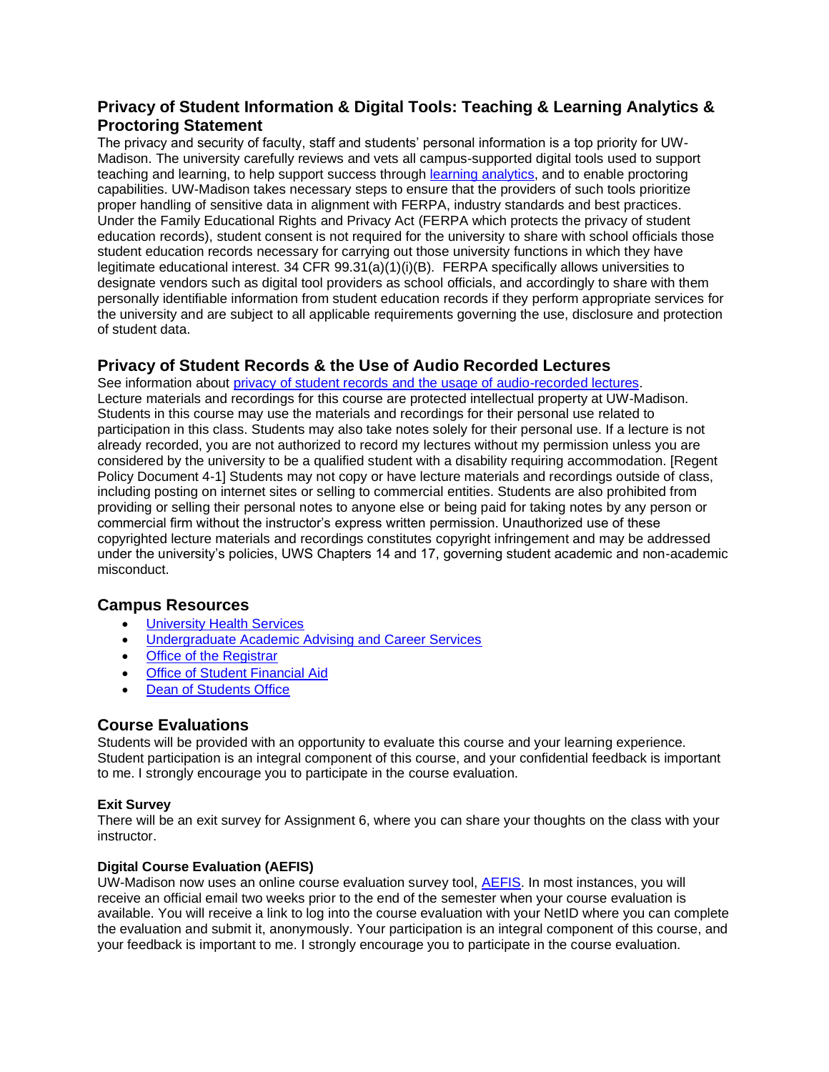## Privacy of Student Information & Digital Tools: Teaching & Learning Analytics & Proctoring Statement

The privacy and security of faculty, staff and students' personal information is a top priority for UW-Madison. The university carefully reviews and vets all campus-supported digital tools used to support teaching and learning, to help support success through learning analytics, and to enable proctoring capabilities. UW-Madison takes necessary steps to ensure that the providers of such tools prioritize proper handling of sensitive data in alignment with FERPA, industry standards and best practices. Under the Family Educational Rights and Privacy Act (FERPA which protects the privacy of student education records), student consent is not required for the university to share with school officials those student education records necessary for carrying out those university functions in which they have legitimate educational interest. 34 CFR 99.31(a)(1)(i)(B). FERPA specifically allows universities to designate vendors such as digital tool providers as school officials, and accordingly to share with them personally identifiable information from student education records if they perform appropriate services for the university and are subject to all applicable requirements governing the use, disclosure and protection of student data.

## Privacy of Student Records & the Use of Audio Recorded Lectures

See information about privacy of student records and the usage of audio-recorded lectures.
Lecture materials and recordings for this course are protected intellectual property at UW-Madison. Students in this course may use the materials and recordings for their personal use related to participation in this class. Students may also take notes solely for their personal use. If a lecture is not already recorded, you are not authorized to record my lectures without my permission unless you are considered by the university to be a qualified student with a disability requiring accommodation. [Regent Policy Document 4-1] Students may not copy or have lecture materials and recordings outside of class, including posting on internet sites or selling to commercial entities. Students are also prohibited from providing or selling their personal notes to anyone else or being paid for taking notes by any person or commercial firm without the instructor's express written permission. Unauthorized use of these copyrighted lecture materials and recordings constitutes copyright infringement and may be addressed under the university's policies, UWS Chapters 14 and 17, governing student academic and non-academic misconduct.

## Campus Resources

- University Health Services
- Undergraduate Academic Advising and Career Services
- Office of the Registrar
- Office of Student Financial Aid
- Dean of Students Office

## Course Evaluations

Students will be provided with an opportunity to evaluate this course and your learning experience. Student participation is an integral component of this course, and your confidential feedback is important to me. I strongly encourage you to participate in the course evaluation.

### Exit Survey

There will be an exit survey for Assignment 6, where you can share your thoughts on the class with your instructor.

### Digital Course Evaluation (AEFIS)

UW-Madison now uses an online course evaluation survey tool, AEFIS. In most instances, you will receive an official email two weeks prior to the end of the semester when your course evaluation is available. You will receive a link to log into the course evaluation with your NetID where you can complete the evaluation and submit it, anonymously. Your participation is an integral component of this course, and your feedback is important to me. I strongly encourage you to participate in the course evaluation.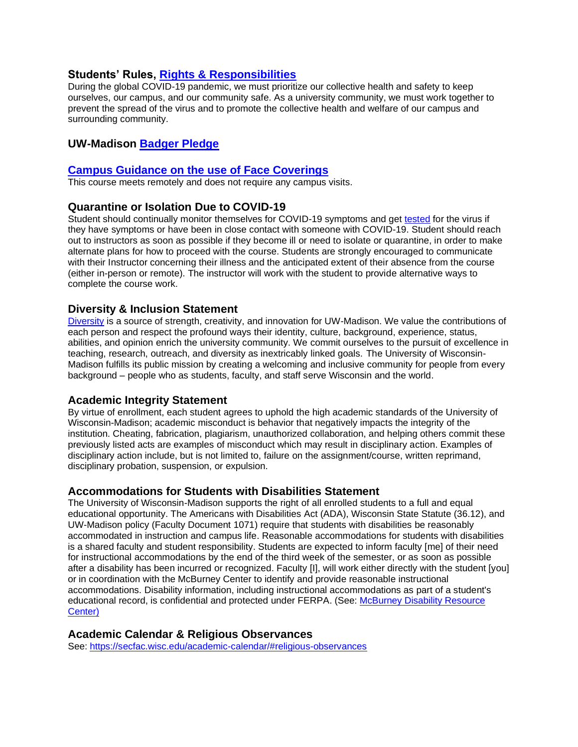## Students' Rules, Rights & Responsibilities

During the global COVID-19 pandemic, we must prioritize our collective health and safety to keep ourselves, our campus, and our community safe. As a university community, we must work together to prevent the spread of the virus and to promote the collective health and welfare of our campus and surrounding community.

## UW-Madison Badger Pledge

## Campus Guidance on the use of Face Coverings

This course meets remotely and does not require any campus visits.

## Quarantine or Isolation Due to COVID-19

Student should continually monitor themselves for COVID-19 symptoms and get tested for the virus if they have symptoms or have been in close contact with someone with COVID-19. Student should reach out to instructors as soon as possible if they become ill or need to isolate or quarantine, in order to make alternate plans for how to proceed with the course. Students are strongly encouraged to communicate with their Instructor concerning their illness and the anticipated extent of their absence from the course (either in-person or remote). The instructor will work with the student to provide alternative ways to complete the course work.

## Diversity & Inclusion Statement

Diversity is a source of strength, creativity, and innovation for UW-Madison. We value the contributions of each person and respect the profound ways their identity, culture, background, experience, status, abilities, and opinion enrich the university community. We commit ourselves to the pursuit of excellence in teaching, research, outreach, and diversity as inextricably linked goals. The University of Wisconsin-Madison fulfills its public mission by creating a welcoming and inclusive community for people from every background – people who as students, faculty, and staff serve Wisconsin and the world.

## Academic Integrity Statement

By virtue of enrollment, each student agrees to uphold the high academic standards of the University of Wisconsin-Madison; academic misconduct is behavior that negatively impacts the integrity of the institution. Cheating, fabrication, plagiarism, unauthorized collaboration, and helping others commit these previously listed acts are examples of misconduct which may result in disciplinary action. Examples of disciplinary action include, but is not limited to, failure on the assignment/course, written reprimand, disciplinary probation, suspension, or expulsion.

## Accommodations for Students with Disabilities Statement

The University of Wisconsin-Madison supports the right of all enrolled students to a full and equal educational opportunity. The Americans with Disabilities Act (ADA), Wisconsin State Statute (36.12), and UW-Madison policy (Faculty Document 1071) require that students with disabilities be reasonably accommodated in instruction and campus life. Reasonable accommodations for students with disabilities is a shared faculty and student responsibility. Students are expected to inform faculty [me] of their need for instructional accommodations by the end of the third week of the semester, or as soon as possible after a disability has been incurred or recognized. Faculty [I], will work either directly with the student [you] or in coordination with the McBurney Center to identify and provide reasonable instructional accommodations. Disability information, including instructional accommodations as part of a student's educational record, is confidential and protected under FERPA. (See: McBurney Disability Resource Center)

## Academic Calendar & Religious Observances

See: https://secfac.wisc.edu/academic-calendar/#religious-observances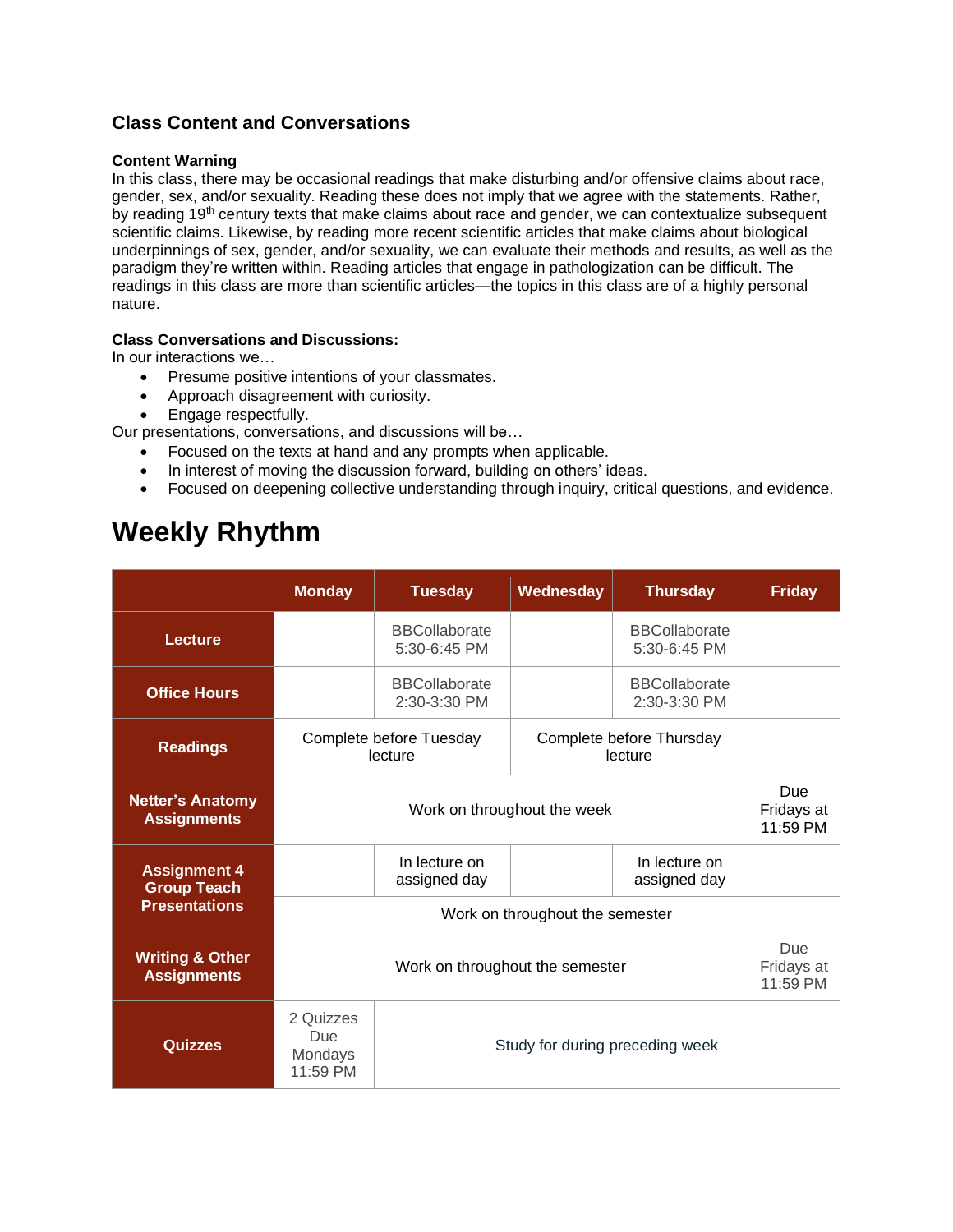## Class Content and Conversations

### Content Warning

In this class, there may be occasional readings that make disturbing and/or offensive claims about race, gender, sex, and/or sexuality. Reading these does not imply that we agree with the statements. Rather, by reading 19th century texts that make claims about race and gender, we can contextualize subsequent scientific claims. Likewise, by reading more recent scientific articles that make claims about biological underpinnings of sex, gender, and/or sexuality, we can evaluate their methods and results, as well as the paradigm they're written within. Reading articles that engage in pathologization can be difficult. The readings in this class are more than scientific articles—the topics in this class are of a highly personal nature.

### Class Conversations and Discussions:

In our interactions we…

- Presume positive intentions of your classmates.
- Approach disagreement with curiosity.
- Engage respectfully.

Our presentations, conversations, and discussions will be…

- Focused on the texts at hand and any prompts when applicable.
- In interest of moving the discussion forward, building on others' ideas.
- Focused on deepening collective understanding through inquiry, critical questions, and evidence.

# Weekly Rhythm

| | Monday | Tuesday | Wednesday | Thursday | Friday |
|---|---|---|---|---|---|
| **Lecture** | | BBCollaborate 5:30-6:45 PM | | BBCollaborate 5:30-6:45 PM | |
| **Office Hours** | | BBCollaborate 2:30-3:30 PM | | BBCollaborate 2:30-3:30 PM | |
| **Readings** | Complete before Tuesday lecture | | Complete before Thursday lecture | | |
| **Netter's Anatomy Assignments** | Work on throughout the week | | | | Due Fridays at 11:59 PM |
| **Assignment 4 Group Teach Presentations** | | In lecture on assigned day | | In lecture on assigned day | |
| | Work on throughout the semester | | | | |
| **Writing & Other Assignments** | Work on throughout the semester | | | | Due Fridays at 11:59 PM |
| **Quizzes** | 2 Quizzes Due Mondays 11:59 PM | Study for during preceding week | | | |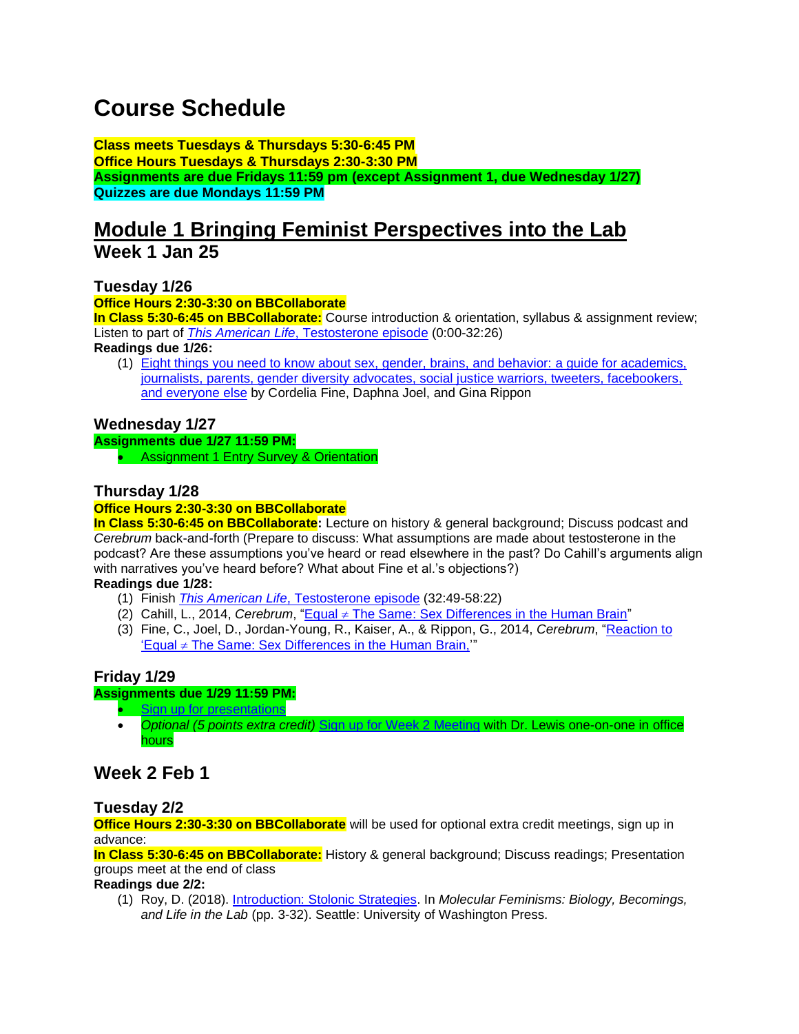# Course Schedule

**Class meets Tuesdays & Thursdays 5:30-6:45 PM**
**Office Hours Tuesdays & Thursdays 2:30-3:30 PM**
**Assignments are due Fridays 11:59 pm (except Assignment 1, due Wednesday 1/27)**
**Quizzes are due Mondays 11:59 PM**

## Module 1 Bringing Feminist Perspectives into the Lab

## Week 1 Jan 25

### Tuesday 1/26

**Office Hours 2:30-3:30 on BBCollaborate**
**In Class 5:30-6:45 on BBCollaborate:** Course introduction & orientation, syllabus & assignment review; Listen to part of *This American Life*, Testosterone episode (0:00-32:26)
**Readings due 1/26:**

(1) Eight things you need to know about sex, gender, brains, and behavior: a guide for academics, journalists, parents, gender diversity advocates, social justice warriors, tweeters, facebookers, and everyone else by Cordelia Fine, Daphna Joel, and Gina Rippon

### Wednesday 1/27

**Assignments due 1/27 11:59 PM:**

- Assignment 1 Entry Survey & Orientation

### Thursday 1/28

**Office Hours 2:30-3:30 on BBCollaborate**
**In Class 5:30-6:45 on BBCollaborate:** Lecture on history & general background; Discuss podcast and *Cerebrum* back-and-forth (Prepare to discuss: What assumptions are made about testosterone in the podcast? Are these assumptions you've heard or read elsewhere in the past? Do Cahill's arguments align with narratives you've heard before? What about Fine et al.'s objections?)
**Readings due 1/28:**

(1) Finish *This American Life*, Testosterone episode (32:49-58:22)
(2) Cahill, L., 2014, *Cerebrum*, "Equal ≠ The Same: Sex Differences in the Human Brain"
(3) Fine, C., Joel, D., Jordan-Young, R., Kaiser, A., & Rippon, G., 2014, *Cerebrum*, "Reaction to 'Equal ≠ The Same: Sex Differences in the Human Brain,'"

### Friday 1/29

**Assignments due 1/29 11:59 PM:**

- Sign up for presentations
- *Optional (5 points extra credit)* Sign up for Week 2 Meeting with Dr. Lewis one-on-one in office hours

## Week 2 Feb 1

### Tuesday 2/2

**Office Hours 2:30-3:30 on BBCollaborate** will be used for optional extra credit meetings, sign up in advance:
**In Class 5:30-6:45 on BBCollaborate:** History & general background; Discuss readings; Presentation groups meet at the end of class
**Readings due 2/2:**

(1) Roy, D. (2018). Introduction: Stolonic Strategies. In *Molecular Feminisms: Biology, Becomings, and Life in the Lab* (pp. 3-32). Seattle: University of Washington Press.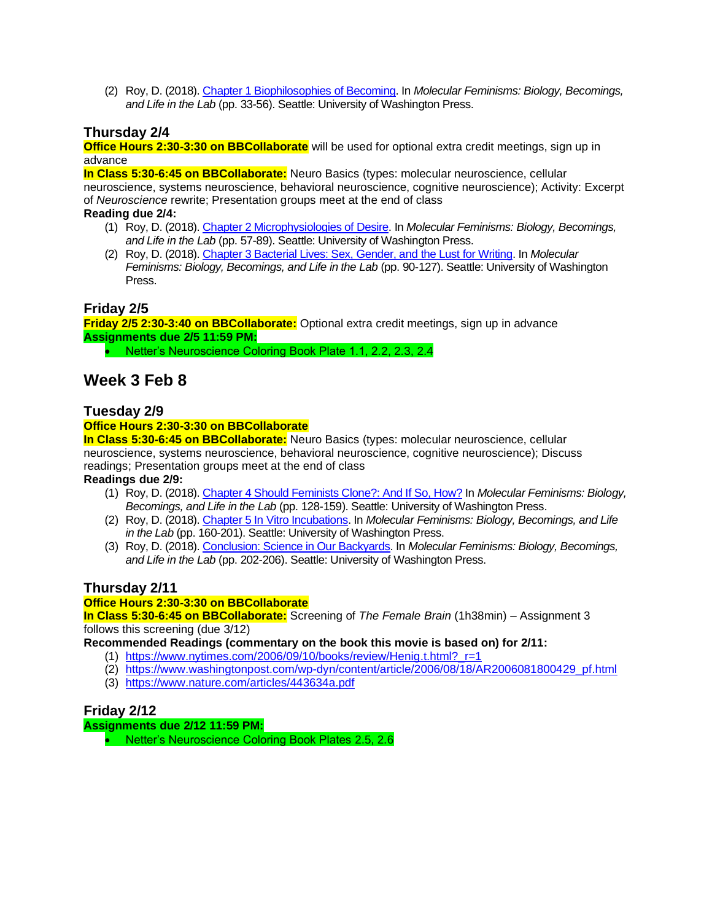(2) Roy, D. (2018). [Chapter 1 Biophilosophies of Becoming](). In *Molecular Feminisms: Biology, Becomings, and Life in the Lab* (pp. 33-56). Seattle: University of Washington Press.

### Thursday 2/4

**Office Hours 2:30-3:30 on BBCollaborate** will be used for optional extra credit meetings, sign up in advance

**In Class 5:30-6:45 on BBCollaborate:** Neuro Basics (types: molecular neuroscience, cellular neuroscience, systems neuroscience, behavioral neuroscience, cognitive neuroscience); Activity: Excerpt of *Neuroscience* rewrite; Presentation groups meet at the end of class

**Reading due 2/4:**

(1) Roy, D. (2018). Chapter 2 Microphysiologies of Desire. In *Molecular Feminisms: Biology, Becomings, and Life in the Lab* (pp. 57-89). Seattle: University of Washington Press.

(2) Roy, D. (2018). Chapter 3 Bacterial Lives: Sex, Gender, and the Lust for Writing. In *Molecular Feminisms: Biology, Becomings, and Life in the Lab* (pp. 90-127). Seattle: University of Washington Press.

### Friday 2/5

**Friday 2/5 2:30-3:40 on BBCollaborate:** Optional extra credit meetings, sign up in advance

**Assignments due 2/5 11:59 PM:**

- Netter's Neuroscience Coloring Book Plate 1.1, 2.2, 2.3, 2.4

## Week 3 Feb 8

### Tuesday 2/9

**Office Hours 2:30-3:30 on BBCollaborate**

**In Class 5:30-6:45 on BBCollaborate:** Neuro Basics (types: molecular neuroscience, cellular neuroscience, systems neuroscience, behavioral neuroscience, cognitive neuroscience); Discuss readings; Presentation groups meet at the end of class

**Readings due 2/9:**

(1) Roy, D. (2018). Chapter 4 Should Feminists Clone?: And If So, How? In *Molecular Feminisms: Biology, Becomings, and Life in the Lab* (pp. 128-159). Seattle: University of Washington Press.

(2) Roy, D. (2018). Chapter 5 In Vitro Incubations. In *Molecular Feminisms: Biology, Becomings, and Life in the Lab* (pp. 160-201). Seattle: University of Washington Press.

(3) Roy, D. (2018). Conclusion: Science in Our Backyards. In *Molecular Feminisms: Biology, Becomings, and Life in the Lab* (pp. 202-206). Seattle: University of Washington Press.

### Thursday 2/11

**Office Hours 2:30-3:30 on BBCollaborate**

**In Class 5:30-6:45 on BBCollaborate:** Screening of *The Female Brain* (1h38min) – Assignment 3 follows this screening (due 3/12)

**Recommended Readings (commentary on the book this movie is based on) for 2/11:**

(1) https://www.nytimes.com/2006/09/10/books/review/Henig.t.html?_r=1

(2) https://www.washingtonpost.com/wp-dyn/content/article/2006/08/18/AR2006081800429_pf.html

(3) https://www.nature.com/articles/443634a.pdf

### Friday 2/12

**Assignments due 2/12 11:59 PM:**

- Netter's Neuroscience Coloring Book Plates 2.5, 2.6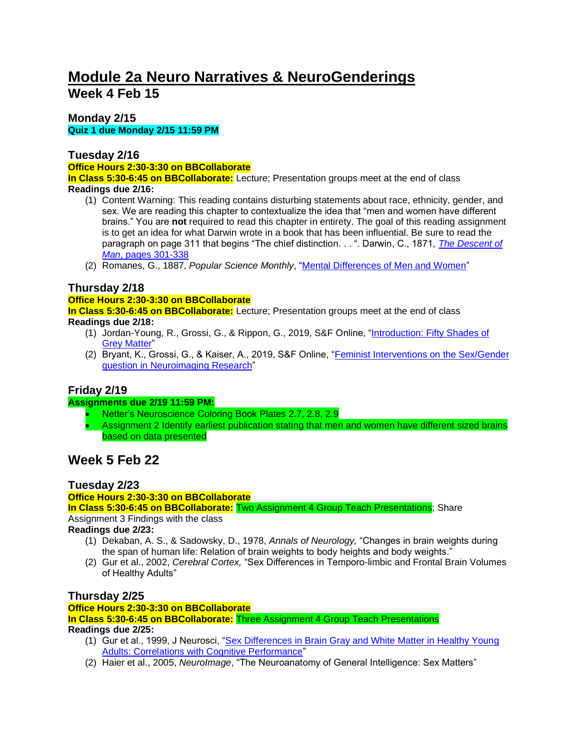# Module 2a Neuro Narratives & NeuroGenderings

## Week 4 Feb 15

### Monday 2/15

**Quiz 1 due Monday 2/15 11:59 PM**

### Tuesday 2/16

**Office Hours 2:30-3:30 on BBCollaborate**

**In Class 5:30-6:45 on BBCollaborate:** Lecture; Presentation groups meet at the end of class

**Readings due 2/16:**

(1) Content Warning: This reading contains disturbing statements about race, ethnicity, gender, and sex. We are reading this chapter to contextualize the idea that "men and women have different brains." You are **not** required to read this chapter in entirety. The goal of this reading assignment is to get an idea for what Darwin wrote in a book that has been influential. Be sure to read the paragraph on page 311 that begins "The chief distinction. . . ". Darwin, C., 1871, *The Descent of Man*, pages 301-338

(2) Romanes, G., 1887, *Popular Science Monthly*, "Mental Differences of Men and Women"

### Thursday 2/18

**Office Hours 2:30-3:30 on BBCollaborate**

**In Class 5:30-6:45 on BBCollaborate:** Lecture; Presentation groups meet at the end of class

**Readings due 2/18:**

(1) Jordan-Young, R., Grossi, G., & Rippon, G., 2019, S&F Online, "Introduction: Fifty Shades of Grey Matter"

(2) Bryant, K., Grossi, G., & Kaiser, A., 2019, S&F Online, "Feminist Interventions on the Sex/Gender question in Neuroimaging Research"

### Friday 2/19

**Assignments due 2/19 11:59 PM:**

- Netter's Neuroscience Coloring Book Plates 2.7, 2.8, 2.9
- Assignment 2 Identify earliest publication stating that men and women have different sized brains based on data presented

## Week 5 Feb 22

### Tuesday 2/23

**Office Hours 2:30-3:30 on BBCollaborate**

**In Class 5:30-6:45 on BBCollaborate:** Two Assignment 4 Group Teach Presentations; Share Assignment 3 Findings with the class

**Readings due 2/23:**

(1) Dekaban, A. S., & Sadowsky, D., 1978, *Annals of Neurology,* "Changes in brain weights during the span of human life: Relation of brain weights to body heights and body weights."

(2) Gur et al., 2002, *Cerebral Cortex,* "Sex Differences in Temporo-limbic and Frontal Brain Volumes of Healthy Adults"

### Thursday 2/25

**Office Hours 2:30-3:30 on BBCollaborate**

**In Class 5:30-6:45 on BBCollaborate:** Three Assignment 4 Group Teach Presentations

**Readings due 2/25:**

(1) Gur et al., 1999, J Neurosci, "Sex Differences in Brain Gray and White Matter in Healthy Young Adults: Correlations with Cognitive Performance"

(2) Haier et al., 2005, *NeuroImage*, "The Neuroanatomy of General Intelligence: Sex Matters"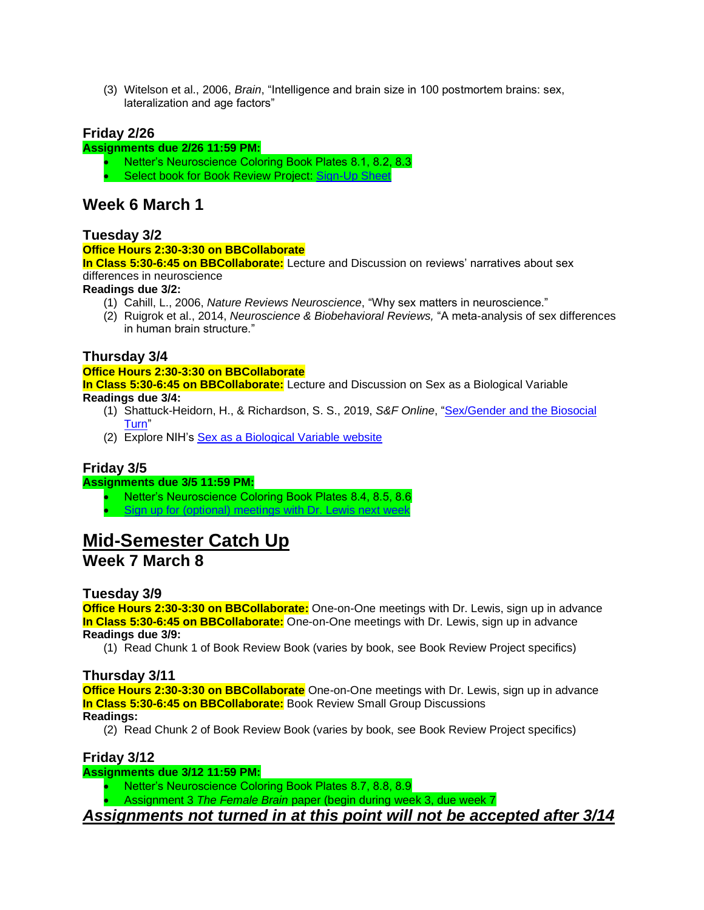(3) Witelson et al., 2006, *Brain*, "Intelligence and brain size in 100 postmortem brains: sex, lateralization and age factors"

### Friday 2/26

**Assignments due 2/26 11:59 PM:**

- Netter's Neuroscience Coloring Book Plates 8.1, 8.2, 8.3
- Select book for Book Review Project: Sign-Up Sheet

## Week 6 March 1

### Tuesday 3/2

**Office Hours 2:30-3:30 on BBCollaborate**

**In Class 5:30-6:45 on BBCollaborate:** Lecture and Discussion on reviews' narratives about sex differences in neuroscience

**Readings due 3/2:**

(1) Cahill, L., 2006, *Nature Reviews Neuroscience*, "Why sex matters in neuroscience."

(2) Ruigrok et al., 2014, *Neuroscience & Biobehavioral Reviews,* "A meta-analysis of sex differences in human brain structure."

### Thursday 3/4

**Office Hours 2:30-3:30 on BBCollaborate**

**In Class 5:30-6:45 on BBCollaborate:** Lecture and Discussion on Sex as a Biological Variable

**Readings due 3/4:**

(1) Shattuck-Heidorn, H., & Richardson, S. S., 2019, *S&F Online*, "Sex/Gender and the Biosocial Turn"

(2) Explore NIH's Sex as a Biological Variable website

### Friday 3/5

**Assignments due 3/5 11:59 PM:**

- Netter's Neuroscience Coloring Book Plates 8.4, 8.5, 8.6
- Sign up for (optional) meetings with Dr. Lewis next week

# <u>Mid-Semester Catch Up</u>

## Week 7 March 8

### Tuesday 3/9

**Office Hours 2:30-3:30 on BBCollaborate:** One-on-One meetings with Dr. Lewis, sign up in advance

**In Class 5:30-6:45 on BBCollaborate:** One-on-One meetings with Dr. Lewis, sign up in advance

**Readings due 3/9:**

(1) Read Chunk 1 of Book Review Book (varies by book, see Book Review Project specifics)

### Thursday 3/11

**Office Hours 2:30-3:30 on BBCollaborate** One-on-One meetings with Dr. Lewis, sign up in advance

**In Class 5:30-6:45 on BBCollaborate:** Book Review Small Group Discussions

**Readings:**

(2) Read Chunk 2 of Book Review Book (varies by book, see Book Review Project specifics)

### Friday 3/12

**Assignments due 3/12 11:59 PM:**

- Netter's Neuroscience Coloring Book Plates 8.7, 8.8, 8.9
- Assignment 3 *The Female Brain* paper (begin during week 3, due week 7

***<u>Assignments not turned in at this point will not be accepted after 3/14</u>***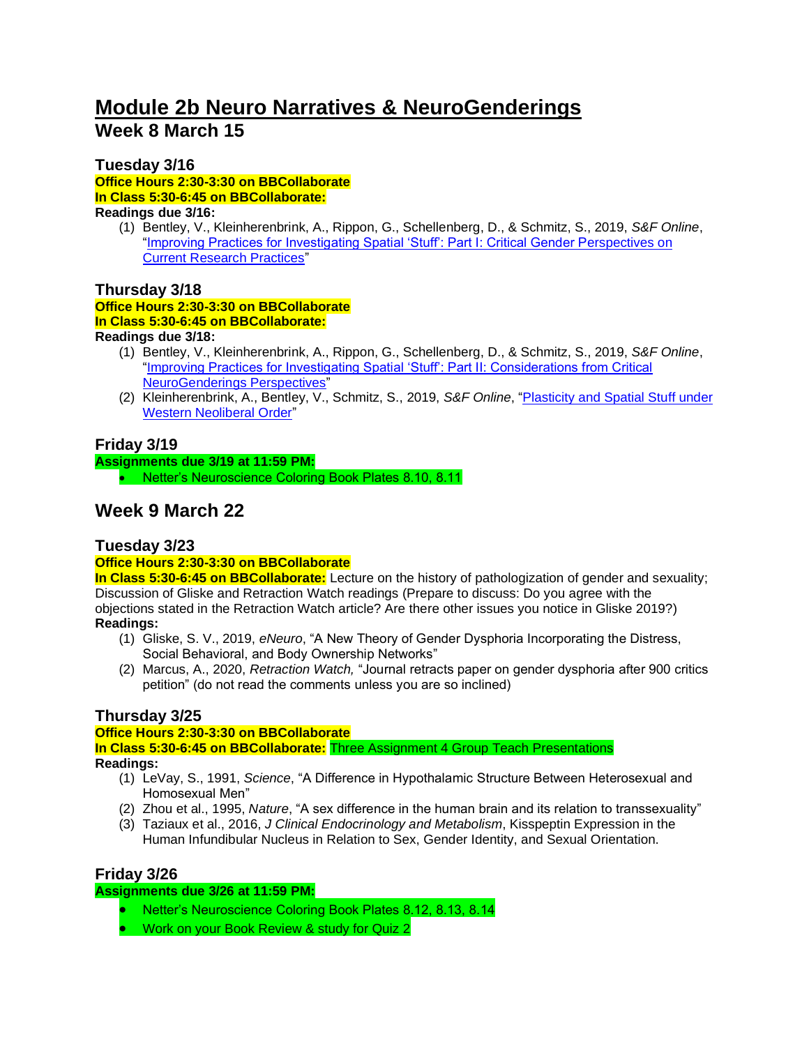# Module 2b Neuro Narratives & NeuroGenderings

## Week 8 March 15

### Tuesday 3/16

**Office Hours 2:30-3:30 on BBCollaborate**

**In Class 5:30-6:45 on BBCollaborate:**

**Readings due 3/16:**

(1) Bentley, V., Kleinherenbrink, A., Rippon, G., Schellenberg, D., & Schmitz, S., 2019, *S&F Online*, "Improving Practices for Investigating Spatial 'Stuff': Part I: Critical Gender Perspectives on Current Research Practices"

### Thursday 3/18

**Office Hours 2:30-3:30 on BBCollaborate**

**In Class 5:30-6:45 on BBCollaborate:**

**Readings due 3/18:**

(1) Bentley, V., Kleinherenbrink, A., Rippon, G., Schellenberg, D., & Schmitz, S., 2019, *S&F Online*, "Improving Practices for Investigating Spatial 'Stuff': Part II: Considerations from Critical NeuroGenderings Perspectives"

(2) Kleinherenbrink, A., Bentley, V., Schmitz, S., 2019, *S&F Online*, "Plasticity and Spatial Stuff under Western Neoliberal Order"

### Friday 3/19

**Assignments due 3/19 at 11:59 PM:**

- Netter's Neuroscience Coloring Book Plates 8.10, 8.11

## Week 9 March 22

### Tuesday 3/23

**Office Hours 2:30-3:30 on BBCollaborate**

**In Class 5:30-6:45 on BBCollaborate:** Lecture on the history of pathologization of gender and sexuality; Discussion of Gliske and Retraction Watch readings (Prepare to discuss: Do you agree with the objections stated in the Retraction Watch article? Are there other issues you notice in Gliske 2019?)

**Readings:**

(1) Gliske, S. V., 2019, *eNeuro*, "A New Theory of Gender Dysphoria Incorporating the Distress, Social Behavioral, and Body Ownership Networks"

(2) Marcus, A., 2020, *Retraction Watch,* "Journal retracts paper on gender dysphoria after 900 critics petition" (do not read the comments unless you are so inclined)

### Thursday 3/25

**Office Hours 2:30-3:30 on BBCollaborate**

**In Class 5:30-6:45 on BBCollaborate:** Three Assignment 4 Group Teach Presentations

**Readings:**

(1) LeVay, S., 1991, *Science*, "A Difference in Hypothalamic Structure Between Heterosexual and Homosexual Men"

(2) Zhou et al., 1995, *Nature*, "A sex difference in the human brain and its relation to transsexuality"

(3) Taziaux et al., 2016, *J Clinical Endocrinology and Metabolism*, Kisspeptin Expression in the Human Infundibular Nucleus in Relation to Sex, Gender Identity, and Sexual Orientation.

### Friday 3/26

**Assignments due 3/26 at 11:59 PM:**

- Netter's Neuroscience Coloring Book Plates 8.12, 8.13, 8.14
- Work on your Book Review & study for Quiz 2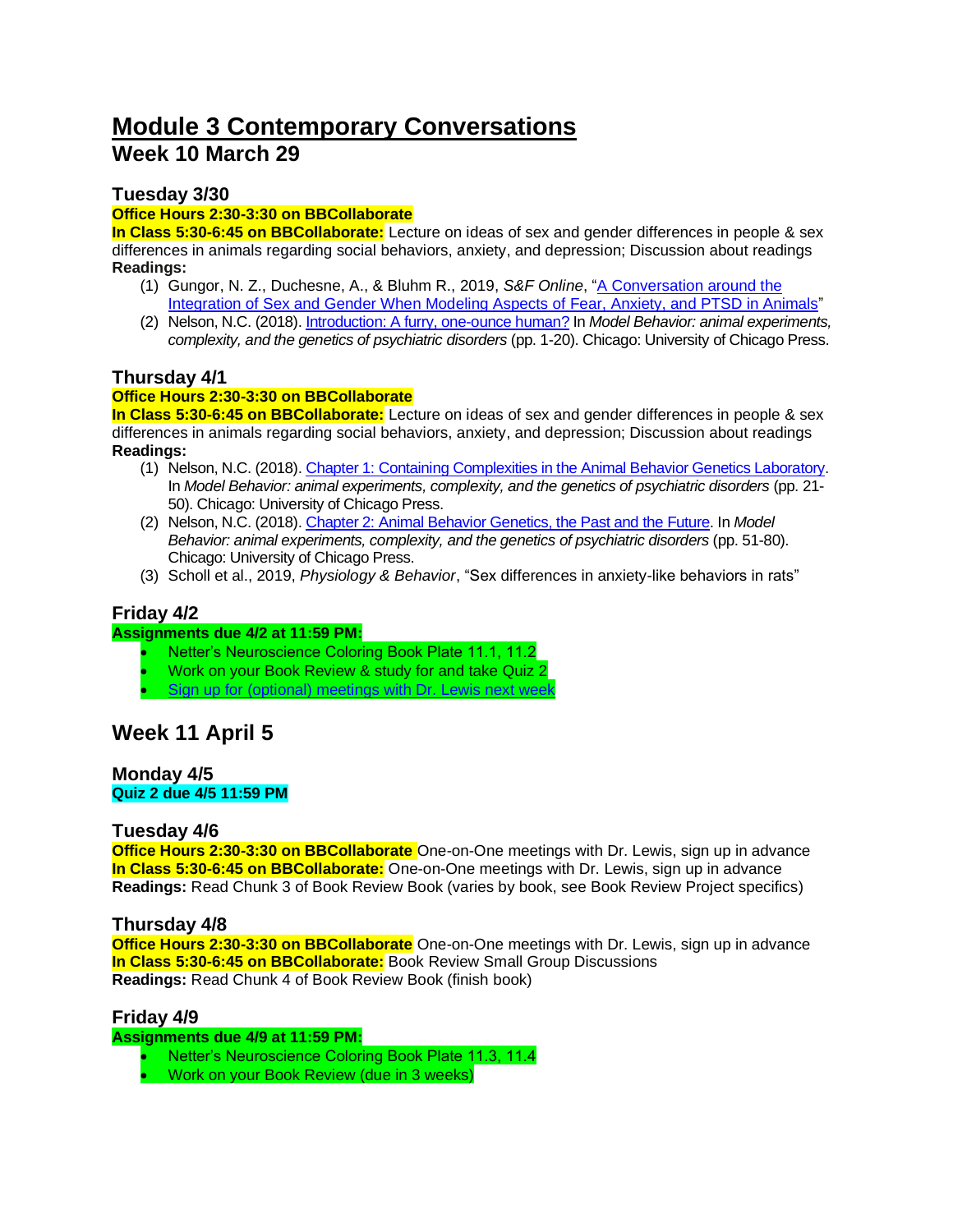# Module 3 Contemporary Conversations

## Week 10 March 29

### Tuesday 3/30

**Office Hours 2:30-3:30 on BBCollaborate**

**In Class 5:30-6:45 on BBCollaborate:** Lecture on ideas of sex and gender differences in people & sex differences in animals regarding social behaviors, anxiety, and depression; Discussion about readings

**Readings:**

(1) Gungor, N. Z., Duchesne, A., & Bluhm R., 2019, *S&F Online*, "A Conversation around the Integration of Sex and Gender When Modeling Aspects of Fear, Anxiety, and PTSD in Animals"

(2) Nelson, N.C. (2018). Introduction: A furry, one-ounce human? In *Model Behavior: animal experiments, complexity, and the genetics of psychiatric disorders* (pp. 1-20). Chicago: University of Chicago Press.

### Thursday 4/1

**Office Hours 2:30-3:30 on BBCollaborate**

**In Class 5:30-6:45 on BBCollaborate:** Lecture on ideas of sex and gender differences in people & sex differences in animals regarding social behaviors, anxiety, and depression; Discussion about readings

**Readings:**

(1) Nelson, N.C. (2018). Chapter 1: Containing Complexities in the Animal Behavior Genetics Laboratory. In *Model Behavior: animal experiments, complexity, and the genetics of psychiatric disorders* (pp. 21-50). Chicago: University of Chicago Press.

(2) Nelson, N.C. (2018). Chapter 2: Animal Behavior Genetics, the Past and the Future. In *Model Behavior: animal experiments, complexity, and the genetics of psychiatric disorders* (pp. 51-80). Chicago: University of Chicago Press.

(3) Scholl et al., 2019, *Physiology & Behavior*, "Sex differences in anxiety-like behaviors in rats"

### Friday 4/2

**Assignments due 4/2 at 11:59 PM:**

- Netter's Neuroscience Coloring Book Plate 11.1, 11.2
- Work on your Book Review & study for and take Quiz 2
- Sign up for (optional) meetings with Dr. Lewis next week

## Week 11 April 5

### Monday 4/5

**Quiz 2 due 4/5 11:59 PM**

### Tuesday 4/6

**Office Hours 2:30-3:30 on BBCollaborate** One-on-One meetings with Dr. Lewis, sign up in advance

**In Class 5:30-6:45 on BBCollaborate:** One-on-One meetings with Dr. Lewis, sign up in advance

**Readings:** Read Chunk 3 of Book Review Book (varies by book, see Book Review Project specifics)

### Thursday 4/8

**Office Hours 2:30-3:30 on BBCollaborate** One-on-One meetings with Dr. Lewis, sign up in advance

**In Class 5:30-6:45 on BBCollaborate:** Book Review Small Group Discussions

**Readings:** Read Chunk 4 of Book Review Book (finish book)

### Friday 4/9

**Assignments due 4/9 at 11:59 PM:**

- Netter's Neuroscience Coloring Book Plate 11.3, 11.4
- Work on your Book Review (due in 3 weeks)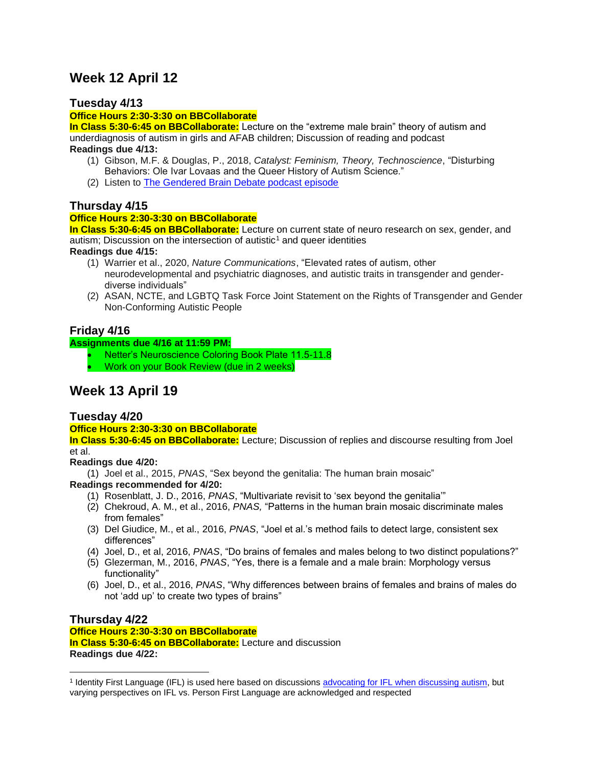## Week 12 April 12

### Tuesday 4/13

**Office Hours 2:30-3:30 on BBCollaborate**

**In Class 5:30-6:45 on BBCollaborate:** Lecture on the "extreme male brain" theory of autism and underdiagnosis of autism in girls and AFAB children; Discussion of reading and podcast

**Readings due 4/13:**

(1) Gibson, M.F. & Douglas, P., 2018, *Catalyst: Feminism, Theory, Technoscience*, "Disturbing Behaviors: Ole Ivar Lovaas and the Queer History of Autism Science."

(2) Listen to The Gendered Brain Debate podcast episode

### Thursday 4/15

**Office Hours 2:30-3:30 on BBCollaborate**

**In Class 5:30-6:45 on BBCollaborate:** Lecture on current state of neuro research on sex, gender, and autism; Discussion on the intersection of autistic[1] and queer identities

**Readings due 4/15:**

(1) Warrier et al., 2020, *Nature Communications*, "Elevated rates of autism, other neurodevelopmental and psychiatric diagnoses, and autistic traits in transgender and gender-diverse individuals"

(2) ASAN, NCTE, and LGBTQ Task Force Joint Statement on the Rights of Transgender and Gender Non-Conforming Autistic People

### Friday 4/16

**Assignments due 4/16 at 11:59 PM:**

- Netter's Neuroscience Coloring Book Plate 11.5-11.8
- Work on your Book Review (due in 2 weeks)

## Week 13 April 19

### Tuesday 4/20

**Office Hours 2:30-3:30 on BBCollaborate**

**In Class 5:30-6:45 on BBCollaborate:** Lecture; Discussion of replies and discourse resulting from Joel et al.

**Readings due 4/20:**

(1) Joel et al., 2015, *PNAS*, "Sex beyond the genitalia: The human brain mosaic"

**Readings recommended for 4/20:**

(1) Rosenblatt, J. D., 2016, *PNAS*, "Multivariate revisit to 'sex beyond the genitalia'"

(2) Chekroud, A. M., et al., 2016, *PNAS,* "Patterns in the human brain mosaic discriminate males from females"

(3) Del Giudice, M., et al., 2016, *PNAS*, "Joel et al.'s method fails to detect large, consistent sex differences"

(4) Joel, D., et al, 2016, *PNAS*, "Do brains of females and males belong to two distinct populations?"

(5) Glezerman, M., 2016, *PNAS*, "Yes, there is a female and a male brain: Morphology versus functionality"

(6) Joel, D., et al., 2016, *PNAS*, "Why differences between brains of females and brains of males do not 'add up' to create two types of brains"

### Thursday 4/22

**Office Hours 2:30-3:30 on BBCollaborate**

**In Class 5:30-6:45 on BBCollaborate:** Lecture and discussion

**Readings due 4/22:**

---

[1] Identity First Language (IFL) is used here based on discussions advocating for IFL when discussing autism, but varying perspectives on IFL vs. Person First Language are acknowledged and respected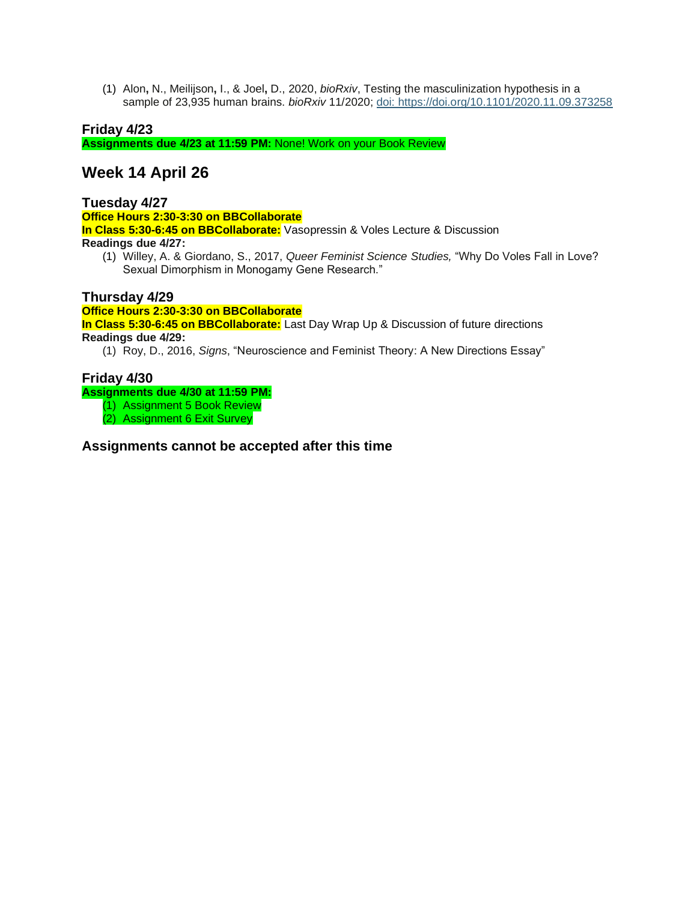(1) Alon, N., Meilijson, I., & Joel, D., 2020, *bioRxiv*, Testing the masculinization hypothesis in a sample of 23,935 human brains. *bioRxiv* 11/2020; [doi: https://doi.org/10.1101/2020.11.09.373258](https://doi.org/10.1101/2020.11.09.373258)

### Friday 4/23

**Assignments due 4/23 at 11:59 PM:** None! Work on your Book Review

## Week 14 April 26

### Tuesday 4/27

**Office Hours 2:30-3:30 on BBCollaborate**

**In Class 5:30-6:45 on BBCollaborate:** Vasopressin & Voles Lecture & Discussion

**Readings due 4/27:**

(1) Willey, A. & Giordano, S., 2017, *Queer Feminist Science Studies,* "Why Do Voles Fall in Love? Sexual Dimorphism in Monogamy Gene Research."

### Thursday 4/29

**Office Hours 2:30-3:30 on BBCollaborate**

**In Class 5:30-6:45 on BBCollaborate:** Last Day Wrap Up & Discussion of future directions

**Readings due 4/29:**

(1) Roy, D., 2016, *Signs*, "Neuroscience and Feminist Theory: A New Directions Essay"

### Friday 4/30

**Assignments due 4/30 at 11:59 PM:**

(1) Assignment 5 Book Review
(2) Assignment 6 Exit Survey

**Assignments cannot be accepted after this time**